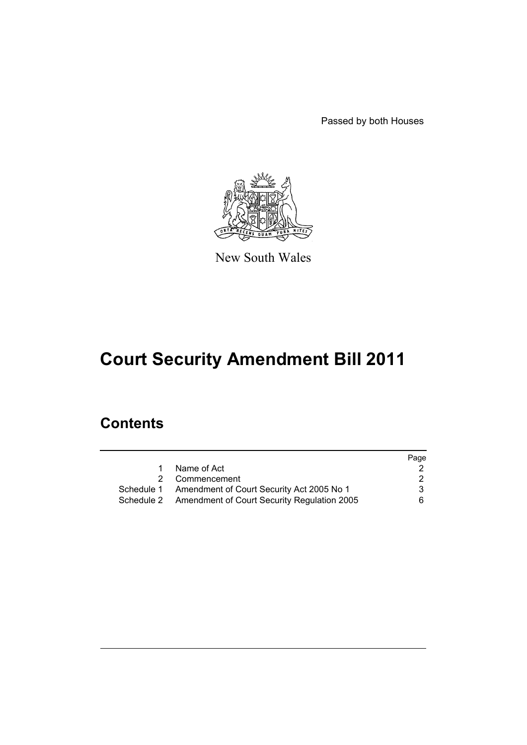Passed by both Houses

New South Wales

# Court Security Amendment Bill 2011

## Contents

| | | Page |
|---|---|---|
| 1 | Name of Act | 2 |
| 2 | Commencement | 2 |
| Schedule 1 | Amendment of Court Security Act 2005 No 1 | 3 |
| Schedule 2 | Amendment of Court Security Regulation 2005 | 6 |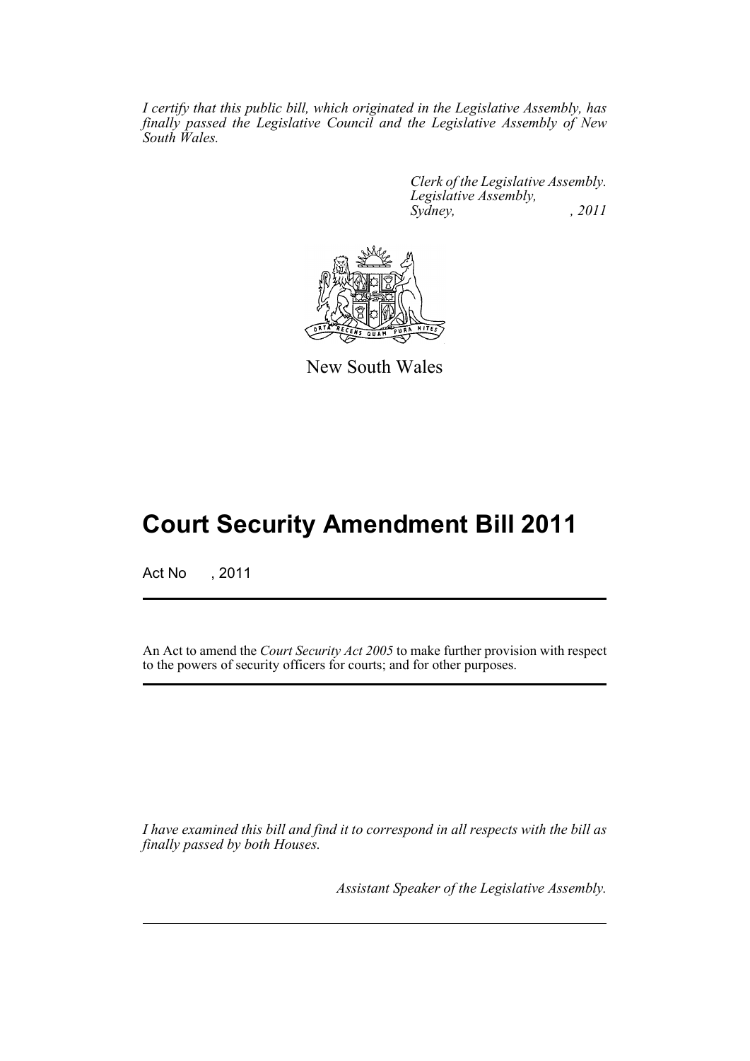*I certify that this public bill, which originated in the Legislative Assembly, has finally passed the Legislative Council and the Legislative Assembly of New South Wales.*

*Clerk of the Legislative Assembly.*
*Legislative Assembly,*
*Sydney, , 2011*

New South Wales

# Court Security Amendment Bill 2011

Act No , 2011

An Act to amend the *Court Security Act 2005* to make further provision with respect to the powers of security officers for courts; and for other purposes.

*I have examined this bill and find it to correspond in all respects with the bill as finally passed by both Houses.*

*Assistant Speaker of the Legislative Assembly.*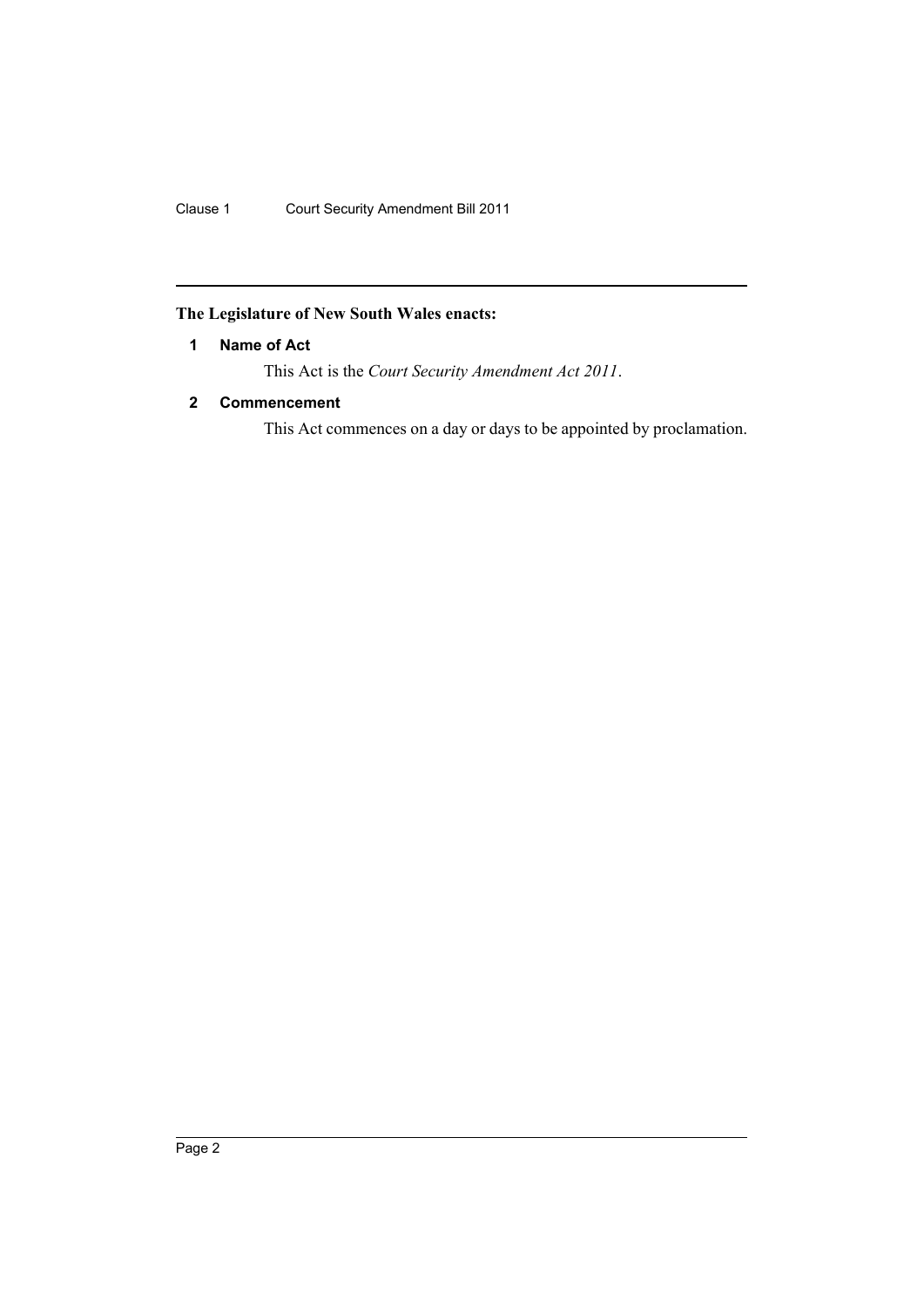**The Legislature of New South Wales enacts:**

### 1 Name of Act

This Act is the *Court Security Amendment Act 2011*.

### 2 Commencement

This Act commences on a day or days to be appointed by proclamation.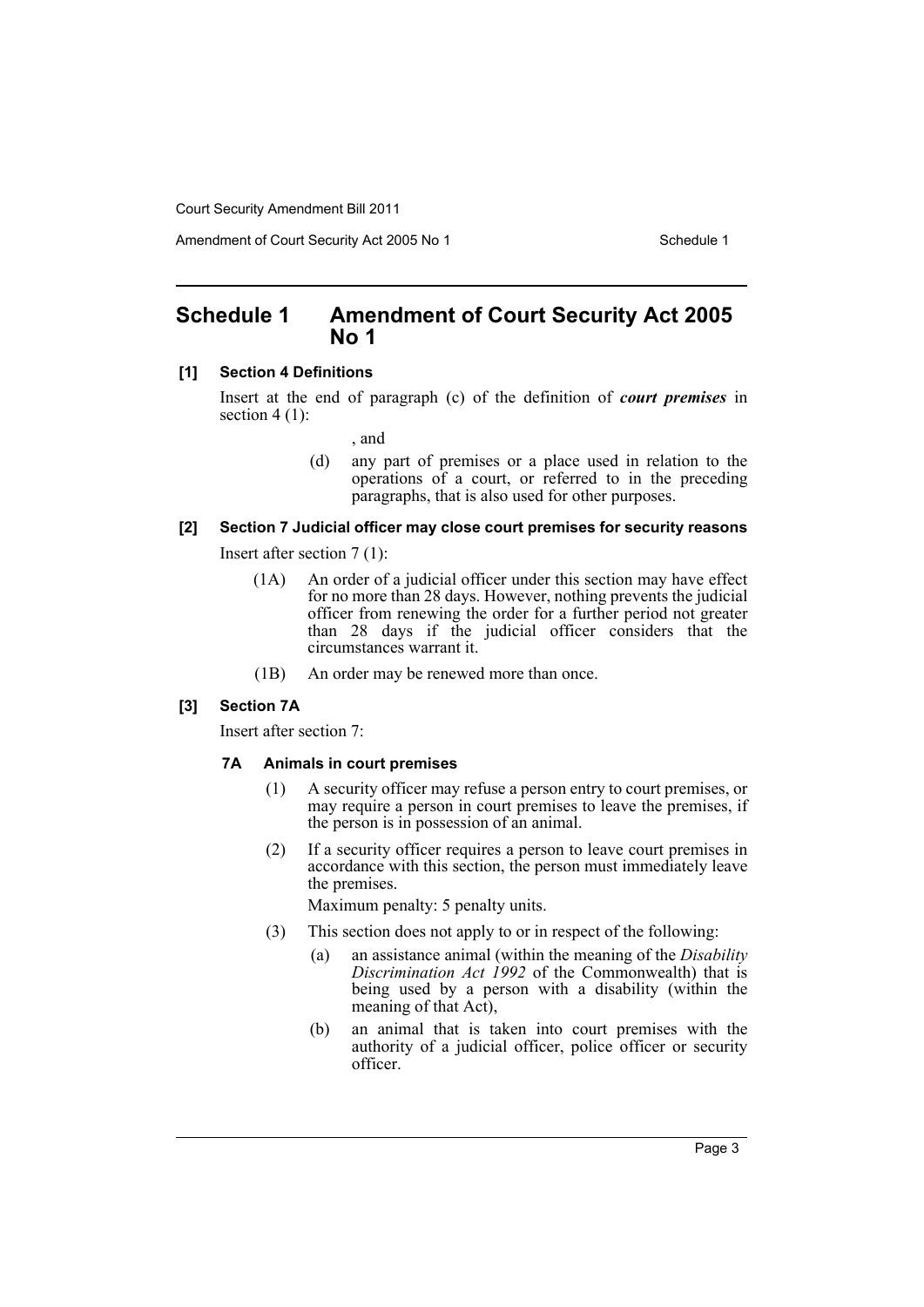# Schedule 1 Amendment of Court Security Act 2005 No 1

**[1] Section 4 Definitions**

Insert at the end of paragraph (c) of the definition of ***court premises*** in section 4 (1):

, and

(d) any part of premises or a place used in relation to the operations of a court, or referred to in the preceding paragraphs, that is also used for other purposes.

**[2] Section 7 Judicial officer may close court premises for security reasons**

Insert after section 7 (1):

(1A) An order of a judicial officer under this section may have effect for no more than 28 days. However, nothing prevents the judicial officer from renewing the order for a further period not greater than 28 days if the judicial officer considers that the circumstances warrant it.

(1B) An order may be renewed more than once.

**[3] Section 7A**

Insert after section 7:

**7A Animals in court premises**

(1) A security officer may refuse a person entry to court premises, or may require a person in court premises to leave the premises, if the person is in possession of an animal.

(2) If a security officer requires a person to leave court premises in accordance with this section, the person must immediately leave the premises.

Maximum penalty: 5 penalty units.

(3) This section does not apply to or in respect of the following:

(a) an assistance animal (within the meaning of the *Disability Discrimination Act 1992* of the Commonwealth) that is being used by a person with a disability (within the meaning of that Act),

(b) an animal that is taken into court premises with the authority of a judicial officer, police officer or security officer.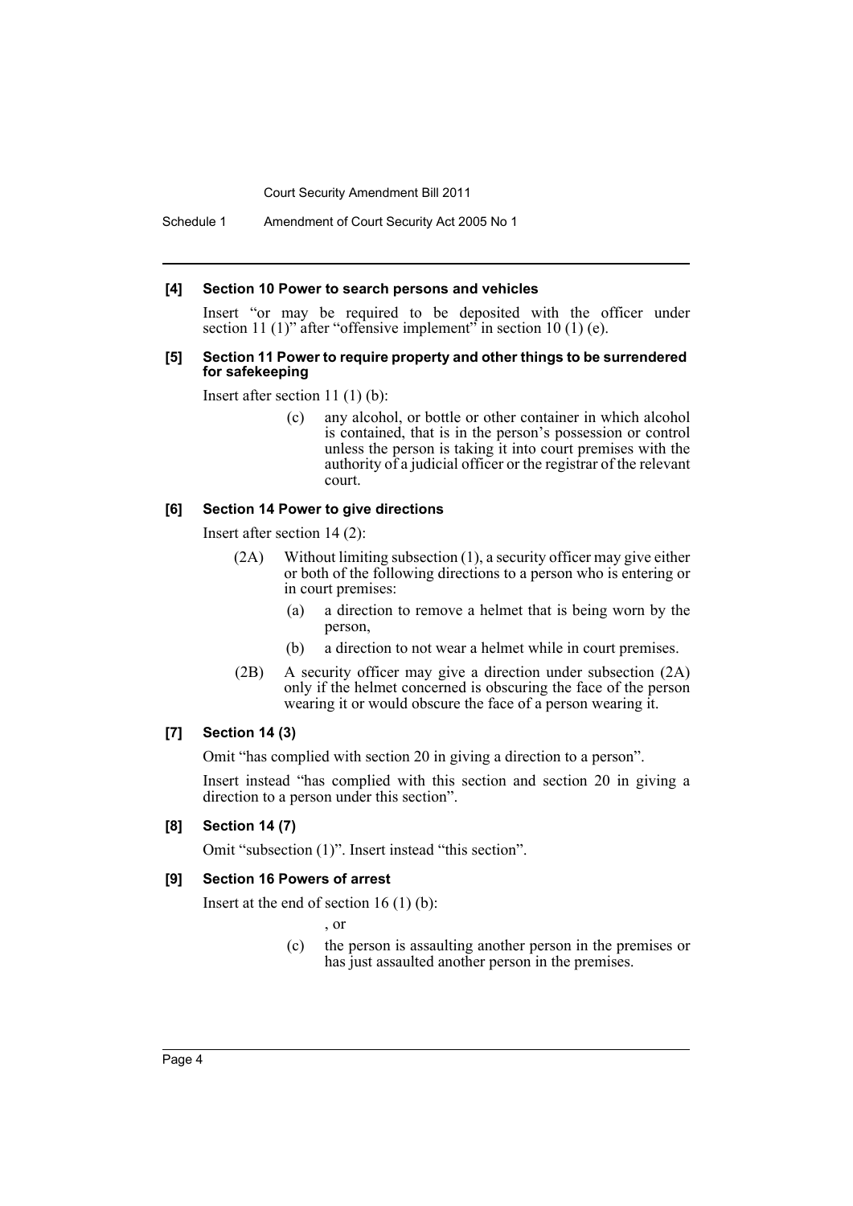#### [4] Section 10 Power to search persons and vehicles

Insert "or may be required to be deposited with the officer under section 11 (1)" after "offensive implement" in section 10 (1) (e).

#### [5] Section 11 Power to require property and other things to be surrendered for safekeeping

Insert after section 11 (1) (b):

> (c) any alcohol, or bottle or other container in which alcohol is contained, that is in the person's possession or control unless the person is taking it into court premises with the authority of a judicial officer or the registrar of the relevant court.

#### [6] Section 14 Power to give directions

Insert after section 14 (2):

> (2A) Without limiting subsection (1), a security officer may give either or both of the following directions to a person who is entering or in court premises:
>
> (a) a direction to remove a helmet that is being worn by the person,
>
> (b) a direction to not wear a helmet while in court premises.
>
> (2B) A security officer may give a direction under subsection (2A) only if the helmet concerned is obscuring the face of the person wearing it or would obscure the face of a person wearing it.

#### [7] Section 14 (3)

Omit "has complied with section 20 in giving a direction to a person".

Insert instead "has complied with this section and section 20 in giving a direction to a person under this section".

#### [8] Section 14 (7)

Omit "subsection (1)". Insert instead "this section".

#### [9] Section 16 Powers of arrest

Insert at the end of section 16 (1) (b):

> , or
>
> (c) the person is assaulting another person in the premises or has just assaulted another person in the premises.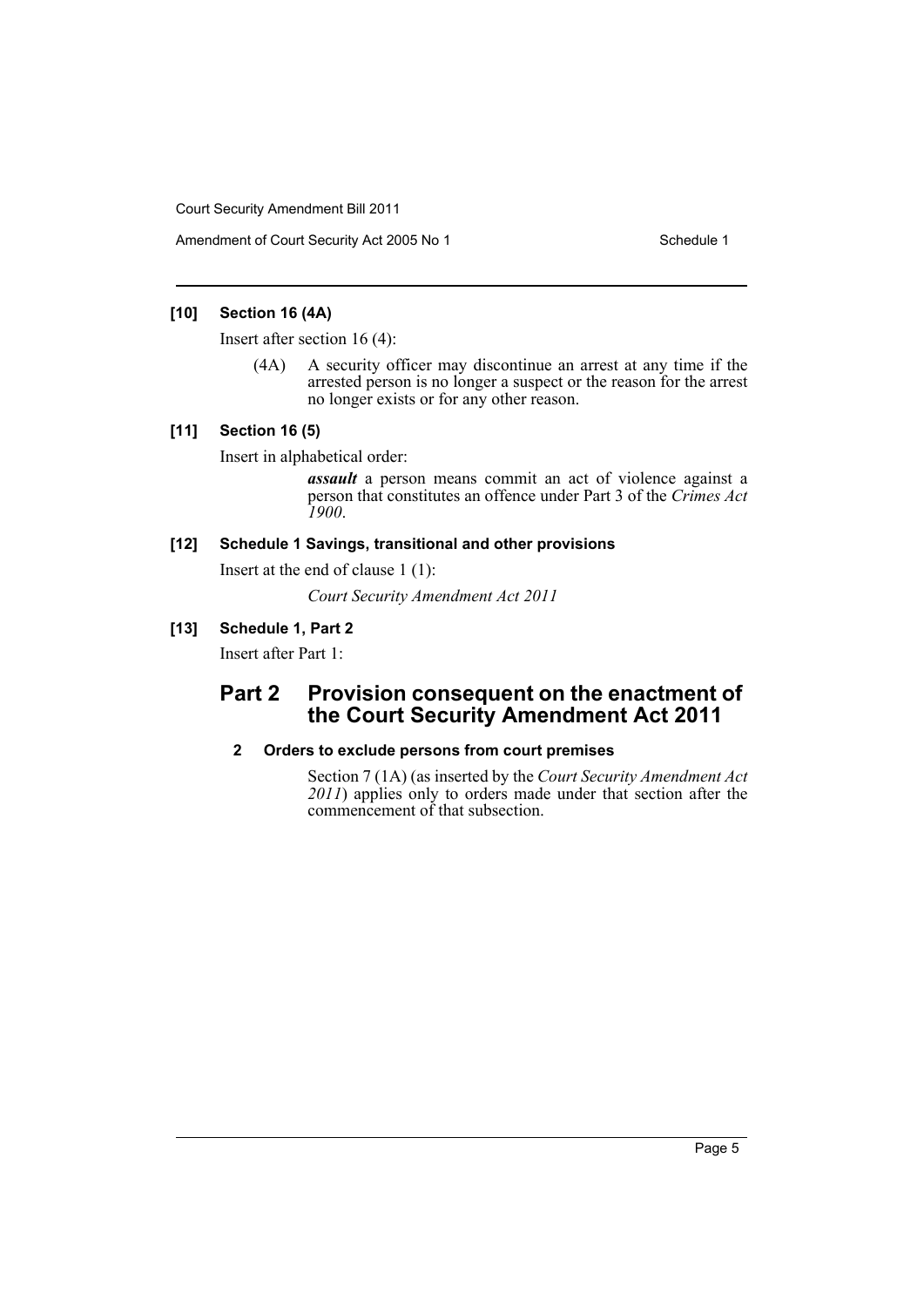**[10] Section 16 (4A)**

Insert after section 16 (4):

(4A) A security officer may discontinue an arrest at any time if the arrested person is no longer a suspect or the reason for the arrest no longer exists or for any other reason.

**[11] Section 16 (5)**

Insert in alphabetical order:

***assault*** a person means commit an act of violence against a person that constitutes an offence under Part 3 of the *Crimes Act 1900*.

**[12] Schedule 1 Savings, transitional and other provisions**

Insert at the end of clause 1 (1):

*Court Security Amendment Act 2011*

**[13] Schedule 1, Part 2**

Insert after Part 1:

## Part 2 Provision consequent on the enactment of the Court Security Amendment Act 2011

### 2 Orders to exclude persons from court premises

Section 7 (1A) (as inserted by the *Court Security Amendment Act 2011*) applies only to orders made under that section after the commencement of that subsection.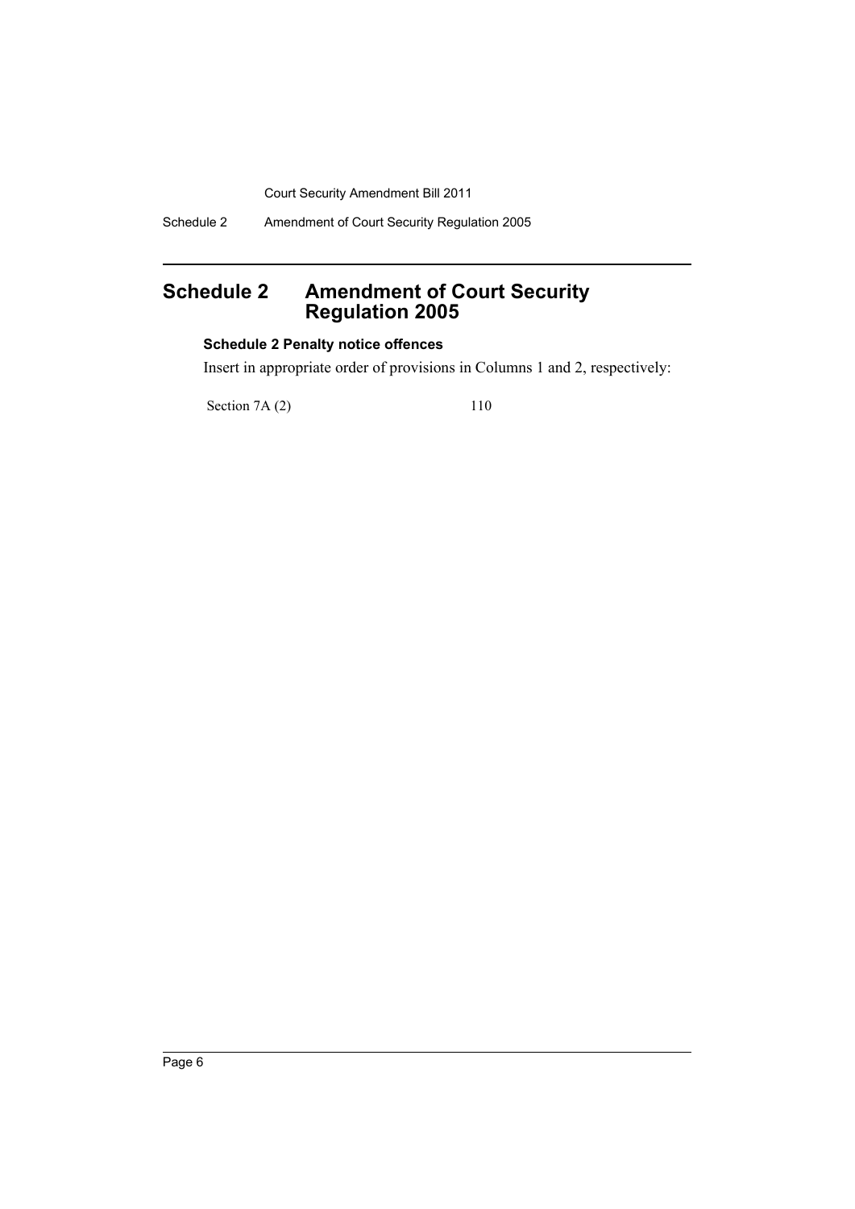# Schedule 2 Amendment of Court Security Regulation 2005

### Schedule 2 Penalty notice offences

Insert in appropriate order of provisions in Columns 1 and 2, respectively:

| | |
|---|---|
| Section 7A (2) | 110 |